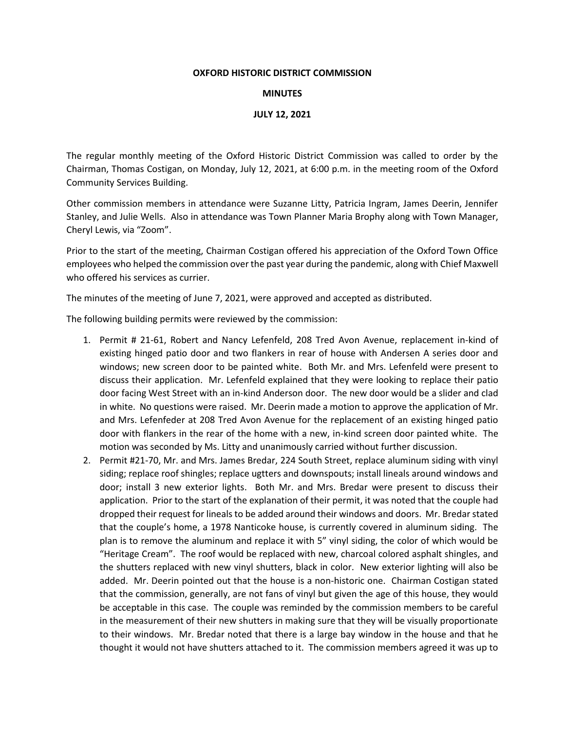**OXFORD HISTORIC DISTRICT COMMISSION**

**MINUTES**

**JULY 12, 2021**

The regular monthly meeting of the Oxford Historic District Commission was called to order by the Chairman, Thomas Costigan, on Monday, July 12, 2021, at 6:00 p.m. in the meeting room of the Oxford Community Services Building.

Other commission members in attendance were Suzanne Litty, Patricia Ingram, James Deerin, Jennifer Stanley, and Julie Wells. Also in attendance was Town Planner Maria Brophy along with Town Manager, Cheryl Lewis, via "Zoom".

Prior to the start of the meeting, Chairman Costigan offered his appreciation of the Oxford Town Office employees who helped the commission over the past year during the pandemic, along with Chief Maxwell who offered his services as currier.

The minutes of the meeting of June 7, 2021, were approved and accepted as distributed.

The following building permits were reviewed by the commission:

1. Permit # 21-61, Robert and Nancy Lefenfeld, 208 Tred Avon Avenue, replacement in-kind of existing hinged patio door and two flankers in rear of house with Andersen A series door and windows; new screen door to be painted white. Both Mr. and Mrs. Lefenfeld were present to discuss their application. Mr. Lefenfeld explained that they were looking to replace their patio door facing West Street with an in-kind Anderson door. The new door would be a slider and clad in white. No questions were raised. Mr. Deerin made a motion to approve the application of Mr. and Mrs. Lefenfeder at 208 Tred Avon Avenue for the replacement of an existing hinged patio door with flankers in the rear of the home with a new, in-kind screen door painted white. The motion was seconded by Ms. Litty and unanimously carried without further discussion.
2. Permit #21-70, Mr. and Mrs. James Bredar, 224 South Street, replace aluminum siding with vinyl siding; replace roof shingles; replace ugtters and downspouts; install lineals around windows and door; install 3 new exterior lights. Both Mr. and Mrs. Bredar were present to discuss their application. Prior to the start of the explanation of their permit, it was noted that the couple had dropped their request for lineals to be added around their windows and doors. Mr. Bredar stated that the couple's home, a 1978 Nanticoke house, is currently covered in aluminum siding. The plan is to remove the aluminum and replace it with 5" vinyl siding, the color of which would be "Heritage Cream". The roof would be replaced with new, charcoal colored asphalt shingles, and the shutters replaced with new vinyl shutters, black in color. New exterior lighting will also be added. Mr. Deerin pointed out that the house is a non-historic one. Chairman Costigan stated that the commission, generally, are not fans of vinyl but given the age of this house, they would be acceptable in this case. The couple was reminded by the commission members to be careful in the measurement of their new shutters in making sure that they will be visually proportionate to their windows. Mr. Bredar noted that there is a large bay window in the house and that he thought it would not have shutters attached to it. The commission members agreed it was up to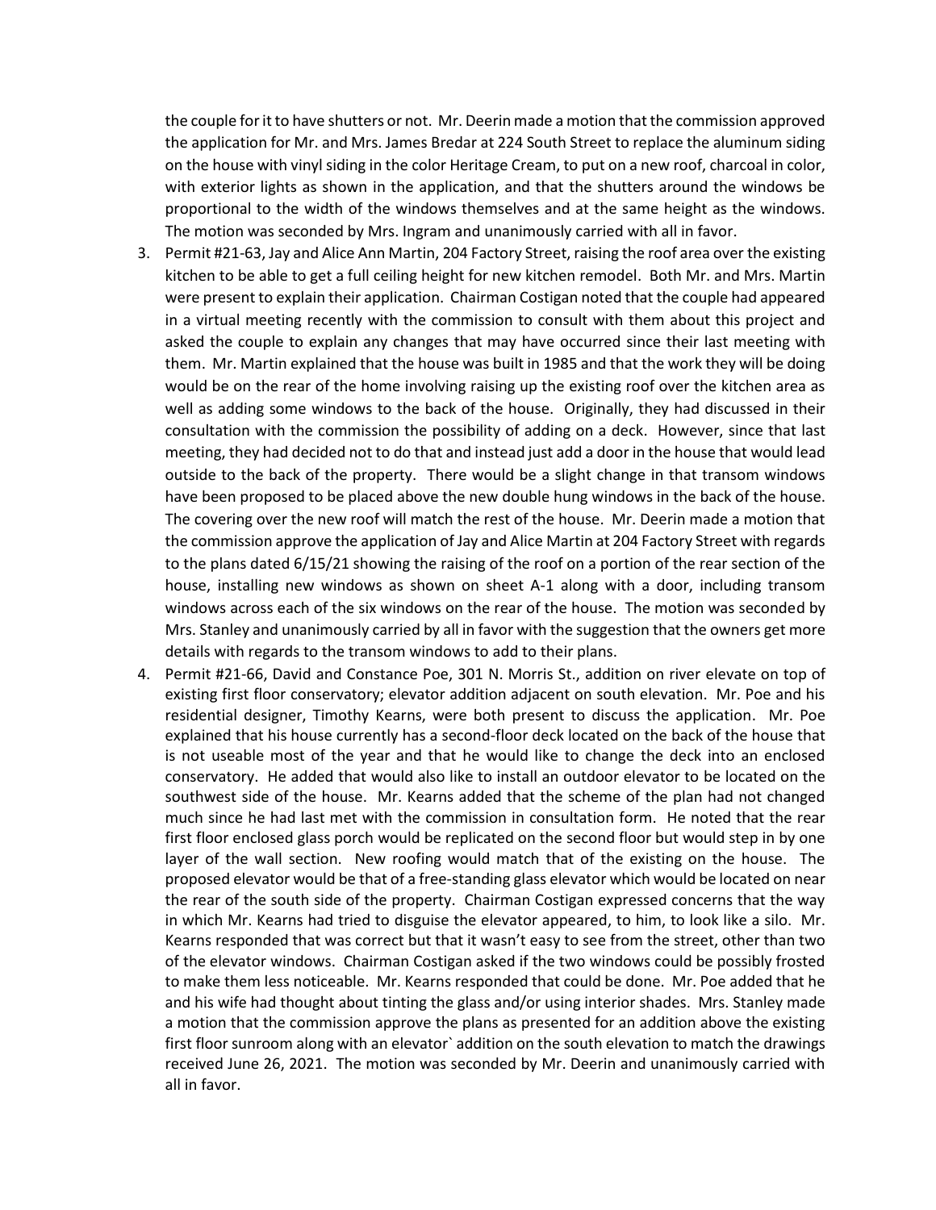the couple for it to have shutters or not. Mr. Deerin made a motion that the commission approved the application for Mr. and Mrs. James Bredar at 224 South Street to replace the aluminum siding on the house with vinyl siding in the color Heritage Cream, to put on a new roof, charcoal in color, with exterior lights as shown in the application, and that the shutters around the windows be proportional to the width of the windows themselves and at the same height as the windows. The motion was seconded by Mrs. Ingram and unanimously carried with all in favor.

3. Permit #21-63, Jay and Alice Ann Martin, 204 Factory Street, raising the roof area over the existing kitchen to be able to get a full ceiling height for new kitchen remodel. Both Mr. and Mrs. Martin were present to explain their application. Chairman Costigan noted that the couple had appeared in a virtual meeting recently with the commission to consult with them about this project and asked the couple to explain any changes that may have occurred since their last meeting with them. Mr. Martin explained that the house was built in 1985 and that the work they will be doing would be on the rear of the home involving raising up the existing roof over the kitchen area as well as adding some windows to the back of the house. Originally, they had discussed in their consultation with the commission the possibility of adding on a deck. However, since that last meeting, they had decided not to do that and instead just add a door in the house that would lead outside to the back of the property. There would be a slight change in that transom windows have been proposed to be placed above the new double hung windows in the back of the house. The covering over the new roof will match the rest of the house. Mr. Deerin made a motion that the commission approve the application of Jay and Alice Martin at 204 Factory Street with regards to the plans dated 6/15/21 showing the raising of the roof on a portion of the rear section of the house, installing new windows as shown on sheet A-1 along with a door, including transom windows across each of the six windows on the rear of the house. The motion was seconded by Mrs. Stanley and unanimously carried by all in favor with the suggestion that the owners get more details with regards to the transom windows to add to their plans.

4. Permit #21-66, David and Constance Poe, 301 N. Morris St., addition on river elevate on top of existing first floor conservatory; elevator addition adjacent on south elevation. Mr. Poe and his residential designer, Timothy Kearns, were both present to discuss the application. Mr. Poe explained that his house currently has a second-floor deck located on the back of the house that is not useable most of the year and that he would like to change the deck into an enclosed conservatory. He added that would also like to install an outdoor elevator to be located on the southwest side of the house. Mr. Kearns added that the scheme of the plan had not changed much since he had last met with the commission in consultation form. He noted that the rear first floor enclosed glass porch would be replicated on the second floor but would step in by one layer of the wall section. New roofing would match that of the existing on the house. The proposed elevator would be that of a free-standing glass elevator which would be located on near the rear of the south side of the property. Chairman Costigan expressed concerns that the way in which Mr. Kearns had tried to disguise the elevator appeared, to him, to look like a silo. Mr. Kearns responded that was correct but that it wasn't easy to see from the street, other than two of the elevator windows. Chairman Costigan asked if the two windows could be possibly frosted to make them less noticeable. Mr. Kearns responded that could be done. Mr. Poe added that he and his wife had thought about tinting the glass and/or using interior shades. Mrs. Stanley made a motion that the commission approve the plans as presented for an addition above the existing first floor sunroom along with an elevator` addition on the south elevation to match the drawings received June 26, 2021. The motion was seconded by Mr. Deerin and unanimously carried with all in favor.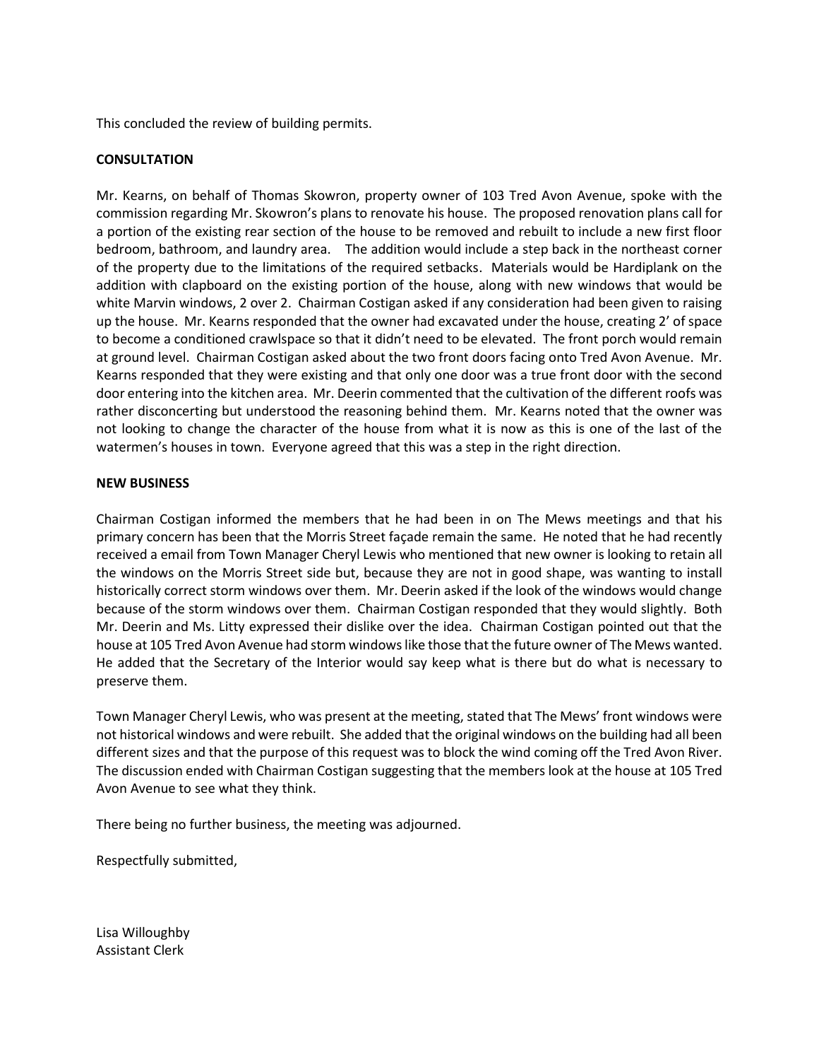This concluded the review of building permits.

**CONSULTATION**

Mr. Kearns, on behalf of Thomas Skowron, property owner of 103 Tred Avon Avenue, spoke with the commission regarding Mr. Skowron's plans to renovate his house. The proposed renovation plans call for a portion of the existing rear section of the house to be removed and rebuilt to include a new first floor bedroom, bathroom, and laundry area. The addition would include a step back in the northeast corner of the property due to the limitations of the required setbacks. Materials would be Hardiplank on the addition with clapboard on the existing portion of the house, along with new windows that would be white Marvin windows, 2 over 2. Chairman Costigan asked if any consideration had been given to raising up the house. Mr. Kearns responded that the owner had excavated under the house, creating 2' of space to become a conditioned crawlspace so that it didn't need to be elevated. The front porch would remain at ground level. Chairman Costigan asked about the two front doors facing onto Tred Avon Avenue. Mr. Kearns responded that they were existing and that only one door was a true front door with the second door entering into the kitchen area. Mr. Deerin commented that the cultivation of the different roofs was rather disconcerting but understood the reasoning behind them. Mr. Kearns noted that the owner was not looking to change the character of the house from what it is now as this is one of the last of the watermen's houses in town. Everyone agreed that this was a step in the right direction.

**NEW BUSINESS**

Chairman Costigan informed the members that he had been in on The Mews meetings and that his primary concern has been that the Morris Street façade remain the same. He noted that he had recently received a email from Town Manager Cheryl Lewis who mentioned that new owner is looking to retain all the windows on the Morris Street side but, because they are not in good shape, was wanting to install historically correct storm windows over them. Mr. Deerin asked if the look of the windows would change because of the storm windows over them. Chairman Costigan responded that they would slightly. Both Mr. Deerin and Ms. Litty expressed their dislike over the idea. Chairman Costigan pointed out that the house at 105 Tred Avon Avenue had storm windows like those that the future owner of The Mews wanted. He added that the Secretary of the Interior would say keep what is there but do what is necessary to preserve them.

Town Manager Cheryl Lewis, who was present at the meeting, stated that The Mews' front windows were not historical windows and were rebuilt. She added that the original windows on the building had all been different sizes and that the purpose of this request was to block the wind coming off the Tred Avon River. The discussion ended with Chairman Costigan suggesting that the members look at the house at 105 Tred Avon Avenue to see what they think.

There being no further business, the meeting was adjourned.

Respectfully submitted,

Lisa Willoughby
Assistant Clerk